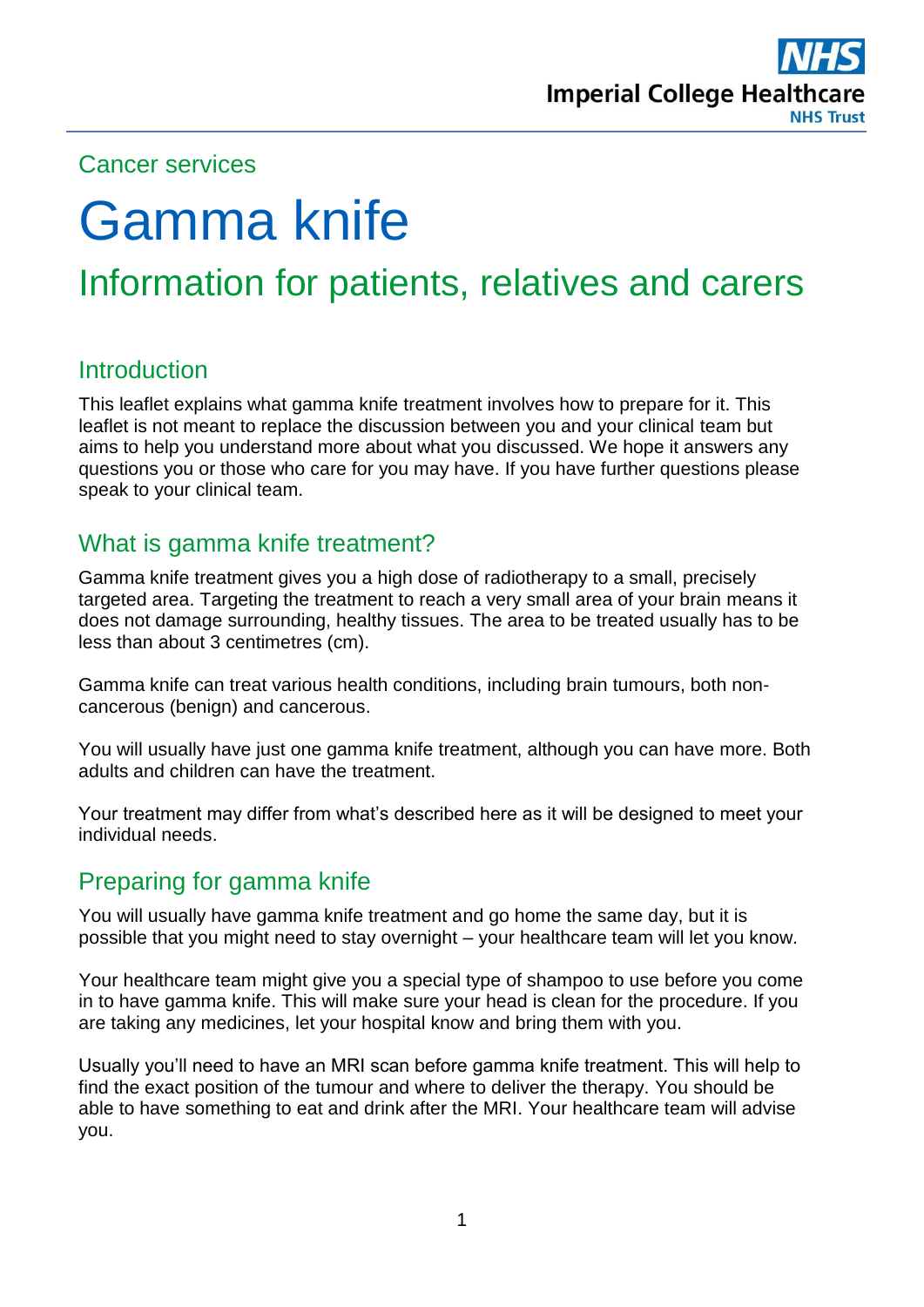Imperial College Healthcare NHS Trust

Cancer services

# Gamma knife

## Information for patients, relatives and carers

### Introduction

This leaflet explains what gamma knife treatment involves how to prepare for it. This leaflet is not meant to replace the discussion between you and your clinical team but aims to help you understand more about what you discussed. We hope it answers any questions you or those who care for you may have. If you have further questions please speak to your clinical team.

### What is gamma knife treatment?

Gamma knife treatment gives you a high dose of radiotherapy to a small, precisely targeted area. Targeting the treatment to reach a very small area of your brain means it does not damage surrounding, healthy tissues. The area to be treated usually has to be less than about 3 centimetres (cm).

Gamma knife can treat various health conditions, including brain tumours, both non-cancerous (benign) and cancerous.

You will usually have just one gamma knife treatment, although you can have more. Both adults and children can have the treatment.

Your treatment may differ from what's described here as it will be designed to meet your individual needs.

### Preparing for gamma knife

You will usually have gamma knife treatment and go home the same day, but it is possible that you might need to stay overnight – your healthcare team will let you know.

Your healthcare team might give you a special type of shampoo to use before you come in to have gamma knife. This will make sure your head is clean for the procedure. If you are taking any medicines, let your hospital know and bring them with you.

Usually you'll need to have an MRI scan before gamma knife treatment. This will help to find the exact position of the tumour and where to deliver the therapy. You should be able to have something to eat and drink after the MRI. Your healthcare team will advise you.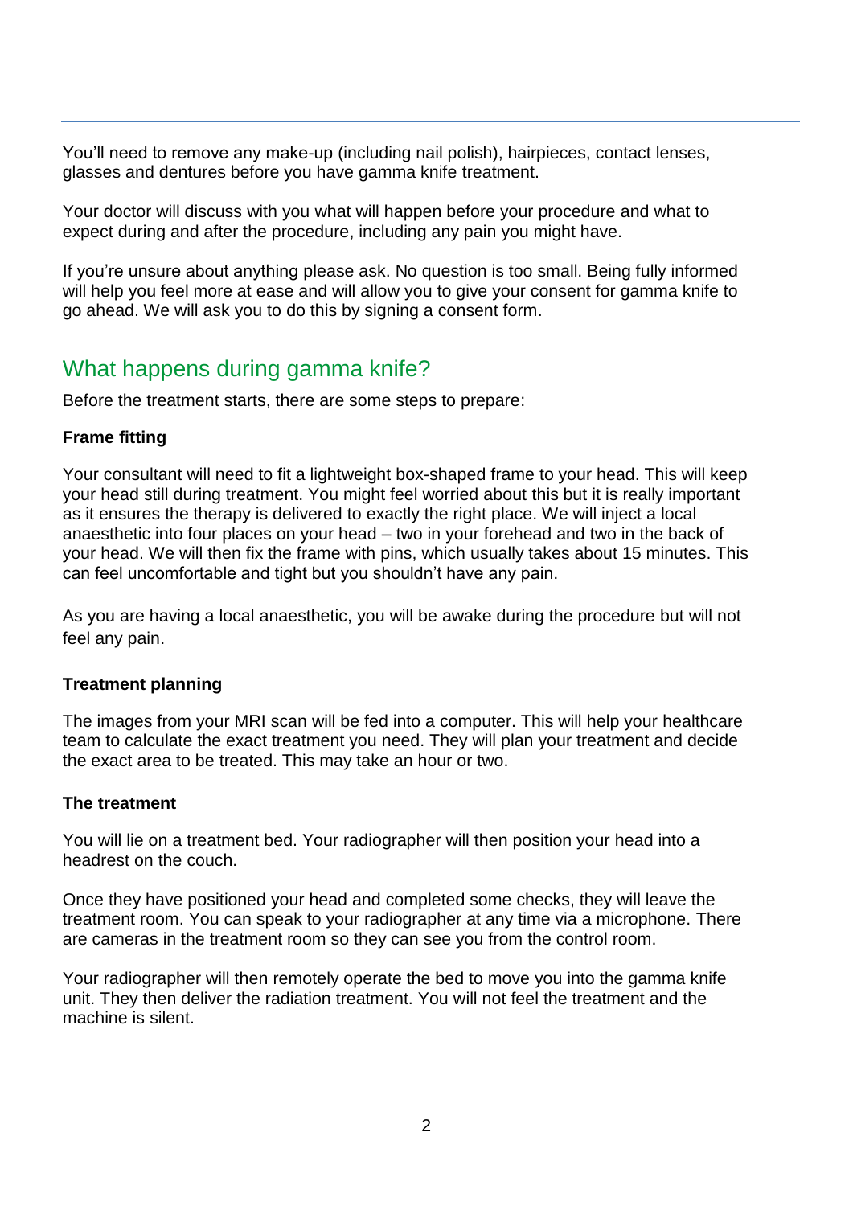You'll need to remove any make-up (including nail polish), hairpieces, contact lenses, glasses and dentures before you have gamma knife treatment.

Your doctor will discuss with you what will happen before your procedure and what to expect during and after the procedure, including any pain you might have.

If you're unsure about anything please ask. No question is too small. Being fully informed will help you feel more at ease and will allow you to give your consent for gamma knife to go ahead. We will ask you to do this by signing a consent form.

## What happens during gamma knife?

Before the treatment starts, there are some steps to prepare:

**Frame fitting**

Your consultant will need to fit a lightweight box-shaped frame to your head. This will keep your head still during treatment. You might feel worried about this but it is really important as it ensures the therapy is delivered to exactly the right place. We will inject a local anaesthetic into four places on your head – two in your forehead and two in the back of your head. We will then fix the frame with pins, which usually takes about 15 minutes. This can feel uncomfortable and tight but you shouldn't have any pain.

As you are having a local anaesthetic, you will be awake during the procedure but will not feel any pain.

**Treatment planning**

The images from your MRI scan will be fed into a computer. This will help your healthcare team to calculate the exact treatment you need. They will plan your treatment and decide the exact area to be treated. This may take an hour or two.

**The treatment**

You will lie on a treatment bed. Your radiographer will then position your head into a headrest on the couch.

Once they have positioned your head and completed some checks, they will leave the treatment room. You can speak to your radiographer at any time via a microphone. There are cameras in the treatment room so they can see you from the control room.

Your radiographer will then remotely operate the bed to move you into the gamma knife unit. They then deliver the radiation treatment. You will not feel the treatment and the machine is silent.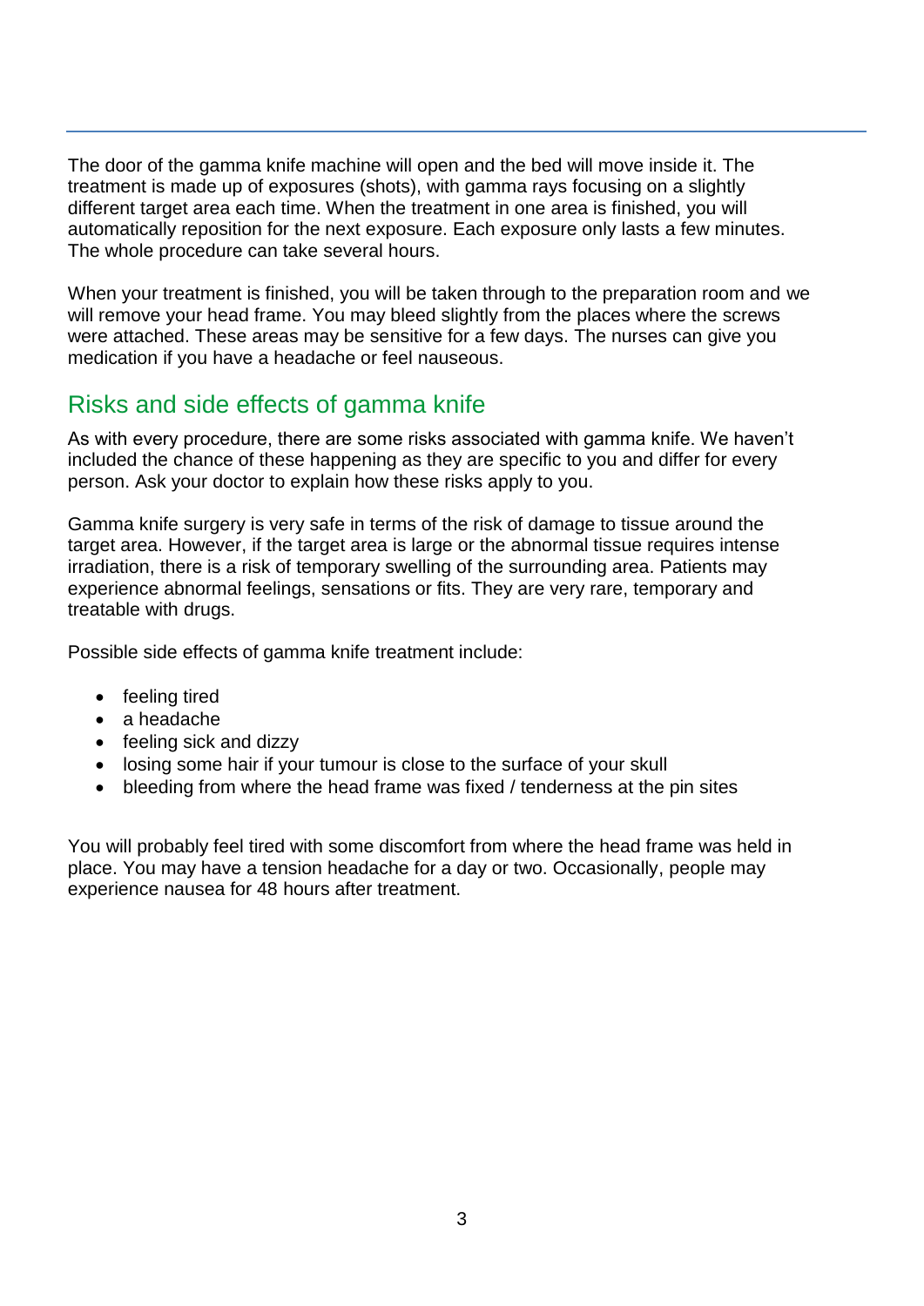The door of the gamma knife machine will open and the bed will move inside it. The treatment is made up of exposures (shots), with gamma rays focusing on a slightly different target area each time. When the treatment in one area is finished, you will automatically reposition for the next exposure. Each exposure only lasts a few minutes. The whole procedure can take several hours.

When your treatment is finished, you will be taken through to the preparation room and we will remove your head frame. You may bleed slightly from the places where the screws were attached. These areas may be sensitive for a few days. The nurses can give you medication if you have a headache or feel nauseous.

## Risks and side effects of gamma knife

As with every procedure, there are some risks associated with gamma knife. We haven't included the chance of these happening as they are specific to you and differ for every person. Ask your doctor to explain how these risks apply to you.

Gamma knife surgery is very safe in terms of the risk of damage to tissue around the target area. However, if the target area is large or the abnormal tissue requires intense irradiation, there is a risk of temporary swelling of the surrounding area. Patients may experience abnormal feelings, sensations or fits. They are very rare, temporary and treatable with drugs.

Possible side effects of gamma knife treatment include:

- feeling tired
- a headache
- feeling sick and dizzy
- losing some hair if your tumour is close to the surface of your skull
- bleeding from where the head frame was fixed / tenderness at the pin sites

You will probably feel tired with some discomfort from where the head frame was held in place. You may have a tension headache for a day or two. Occasionally, people may experience nausea for 48 hours after treatment.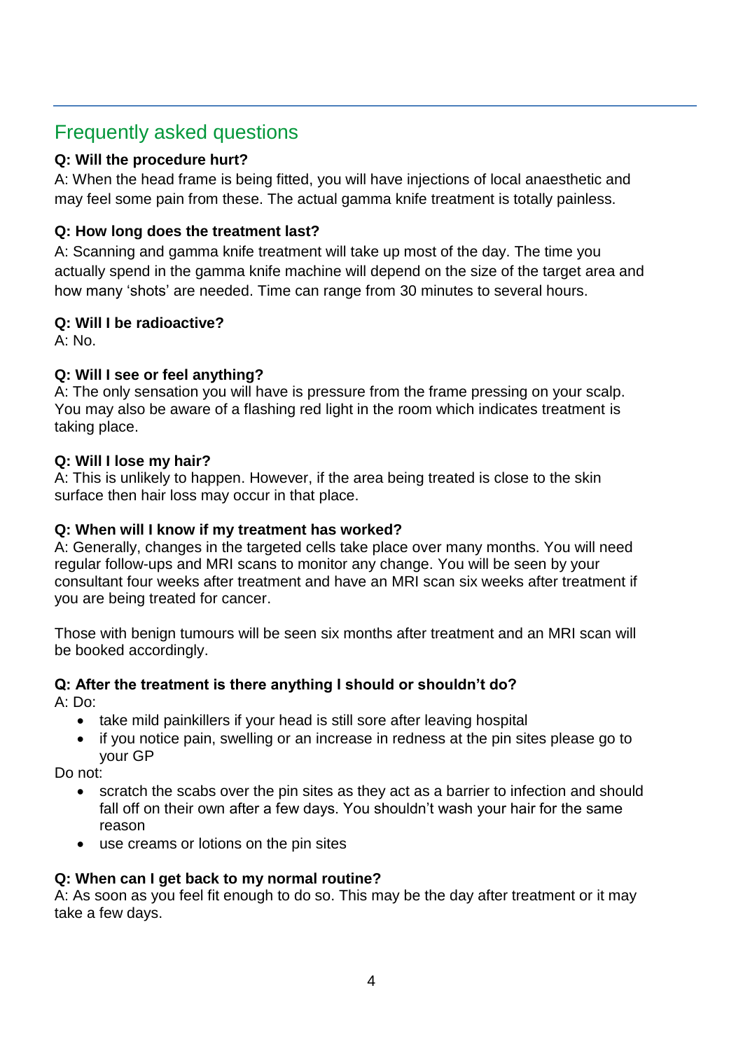## Frequently asked questions

**Q: Will the procedure hurt?**

A: When the head frame is being fitted, you will have injections of local anaesthetic and may feel some pain from these. The actual gamma knife treatment is totally painless.

**Q: How long does the treatment last?**

A: Scanning and gamma knife treatment will take up most of the day. The time you actually spend in the gamma knife machine will depend on the size of the target area and how many 'shots' are needed. Time can range from 30 minutes to several hours.

**Q: Will I be radioactive?**

A: No.

**Q: Will I see or feel anything?**

A: The only sensation you will have is pressure from the frame pressing on your scalp. You may also be aware of a flashing red light in the room which indicates treatment is taking place.

**Q: Will I lose my hair?**

A: This is unlikely to happen. However, if the area being treated is close to the skin surface then hair loss may occur in that place.

**Q: When will I know if my treatment has worked?**

A: Generally, changes in the targeted cells take place over many months. You will need regular follow-ups and MRI scans to monitor any change. You will be seen by your consultant four weeks after treatment and have an MRI scan six weeks after treatment if you are being treated for cancer.

Those with benign tumours will be seen six months after treatment and an MRI scan will be booked accordingly.

**Q: After the treatment is there anything I should or shouldn't do?**

A: Do:

- take mild painkillers if your head is still sore after leaving hospital
- if you notice pain, swelling or an increase in redness at the pin sites please go to your GP

Do not:

- scratch the scabs over the pin sites as they act as a barrier to infection and should fall off on their own after a few days. You shouldn't wash your hair for the same reason
- use creams or lotions on the pin sites

**Q: When can I get back to my normal routine?**

A: As soon as you feel fit enough to do so. This may be the day after treatment or it may take a few days.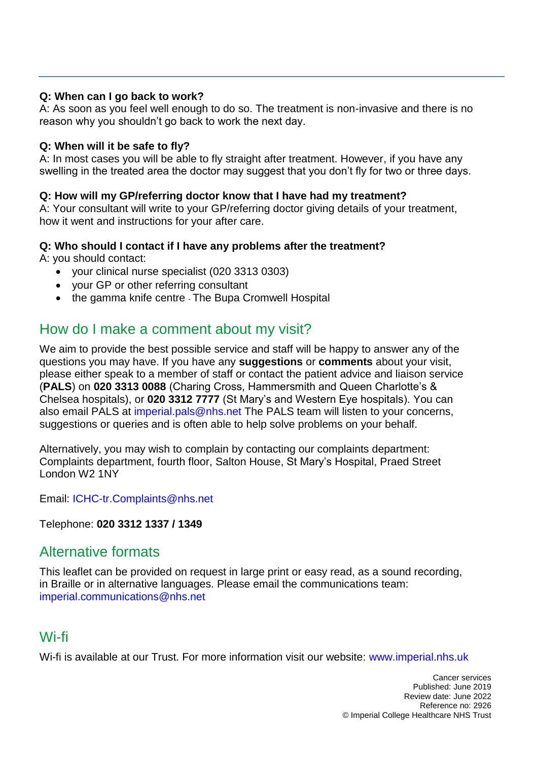**Q: When can I go back to work?**
A: As soon as you feel well enough to do so. The treatment is non-invasive and there is no reason why you shouldn't go back to work the next day.

**Q: When will it be safe to fly?**
A: In most cases you will be able to fly straight after treatment. However, if you have any swelling in the treated area the doctor may suggest that you don't fly for two or three days.

**Q: How will my GP/referring doctor know that I have had my treatment?**
A: Your consultant will write to your GP/referring doctor giving details of your treatment, how it went and instructions for your after care.

**Q: Who should I contact if I have any problems after the treatment?**
A: you should contact:

- your clinical nurse specialist (020 3313 0303)
- your GP or other referring consultant
- the gamma knife centre - The Bupa Cromwell Hospital

## How do I make a comment about my visit?

We aim to provide the best possible service and staff will be happy to answer any of the questions you may have. If you have any **suggestions** or **comments** about your visit, please either speak to a member of staff or contact the patient advice and liaison service (**PALS**) on **020 3313 0088** (Charing Cross, Hammersmith and Queen Charlotte's & Chelsea hospitals), or **020 3312 7777** (St Mary's and Western Eye hospitals). You can also email PALS at imperial.pals@nhs.net The PALS team will listen to your concerns, suggestions or queries and is often able to help solve problems on your behalf.

Alternatively, you may wish to complain by contacting our complaints department: Complaints department, fourth floor, Salton House, St Mary's Hospital, Praed Street London W2 1NY

Email: ICHC-tr.Complaints@nhs.net

Telephone: **020 3312 1337 / 1349**

## Alternative formats

This leaflet can be provided on request in large print or easy read, as a sound recording, in Braille or in alternative languages. Please email the communications team: imperial.communications@nhs.net

## Wi-fi

Wi-fi is available at our Trust. For more information visit our website: www.imperial.nhs.uk

Cancer services
Published: June 2019
Review date: June 2022
Reference no: 2926
© Imperial College Healthcare NHS Trust